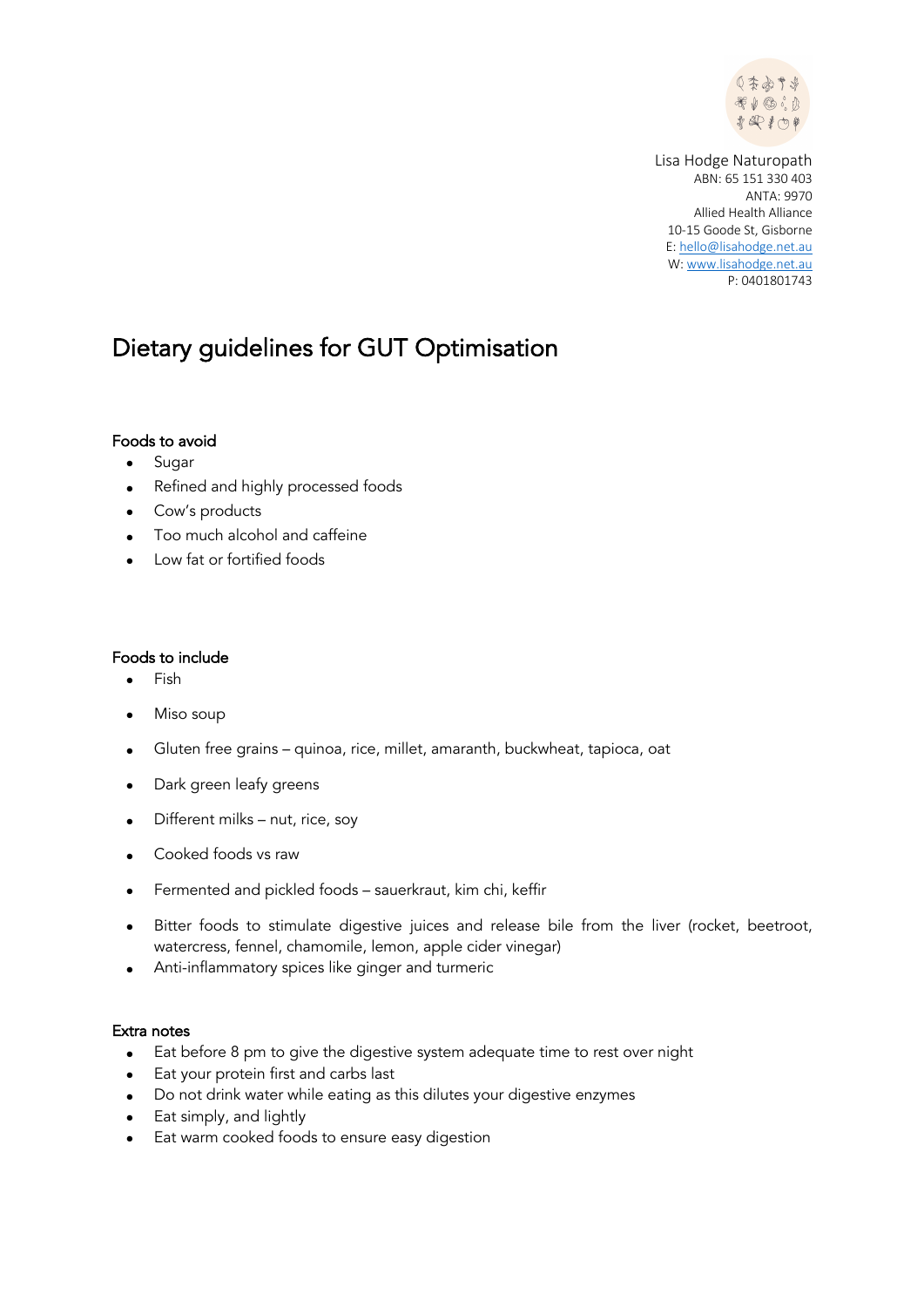Lisa Hodge Naturopath
ABN: 65 151 330 403
ANTA: 9970
Allied Health Alliance
10-15 Goode St, Gisborne
E: hello@lisahodge.net.au
W: www.lisahodge.net.au
P: 0401801743

# Dietary guidelines for GUT Optimisation

### Foods to avoid

- Sugar
- Refined and highly processed foods
- Cow's products
- Too much alcohol and caffeine
- Low fat or fortified foods

### Foods to include

- Fish
- Miso soup
- Gluten free grains – quinoa, rice, millet, amaranth, buckwheat, tapioca, oat
- Dark green leafy greens
- Different milks – nut, rice, soy
- Cooked foods vs raw
- Fermented and pickled foods – sauerkraut, kim chi, keffir
- Bitter foods to stimulate digestive juices and release bile from the liver (rocket, beetroot, watercress, fennel, chamomile, lemon, apple cider vinegar)
- Anti-inflammatory spices like ginger and turmeric

### Extra notes

- Eat before 8 pm to give the digestive system adequate time to rest over night
- Eat your protein first and carbs last
- Do not drink water while eating as this dilutes your digestive enzymes
- Eat simply, and lightly
- Eat warm cooked foods to ensure easy digestion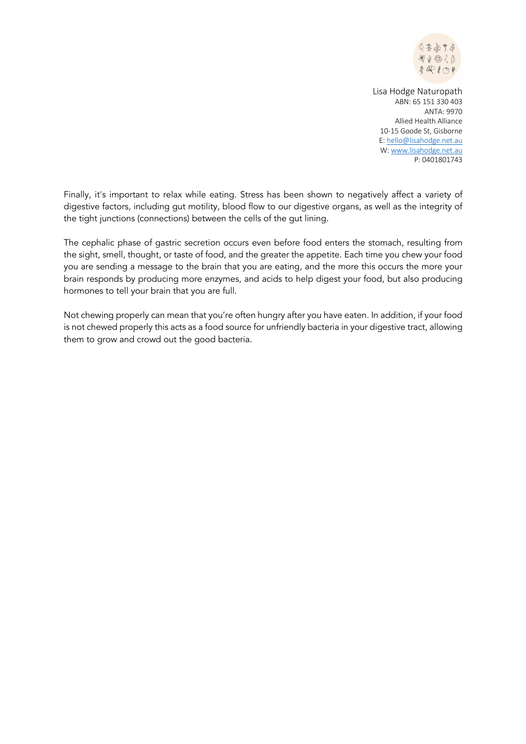Finally, it's important to relax while eating. Stress has been shown to negatively affect a variety of digestive factors, including gut motility, blood flow to our digestive organs, as well as the integrity of the tight junctions (connections) between the cells of the gut lining.

The cephalic phase of gastric secretion occurs even before food enters the stomach, resulting from the sight, smell, thought, or taste of food, and the greater the appetite. Each time you chew your food you are sending a message to the brain that you are eating, and the more this occurs the more your brain responds by producing more enzymes, and acids to help digest your food, but also producing hormones to tell your brain that you are full.

Not chewing properly can mean that you're often hungry after you have eaten. In addition, if your food is not chewed properly this acts as a food source for unfriendly bacteria in your digestive tract, allowing them to grow and crowd out the good bacteria.